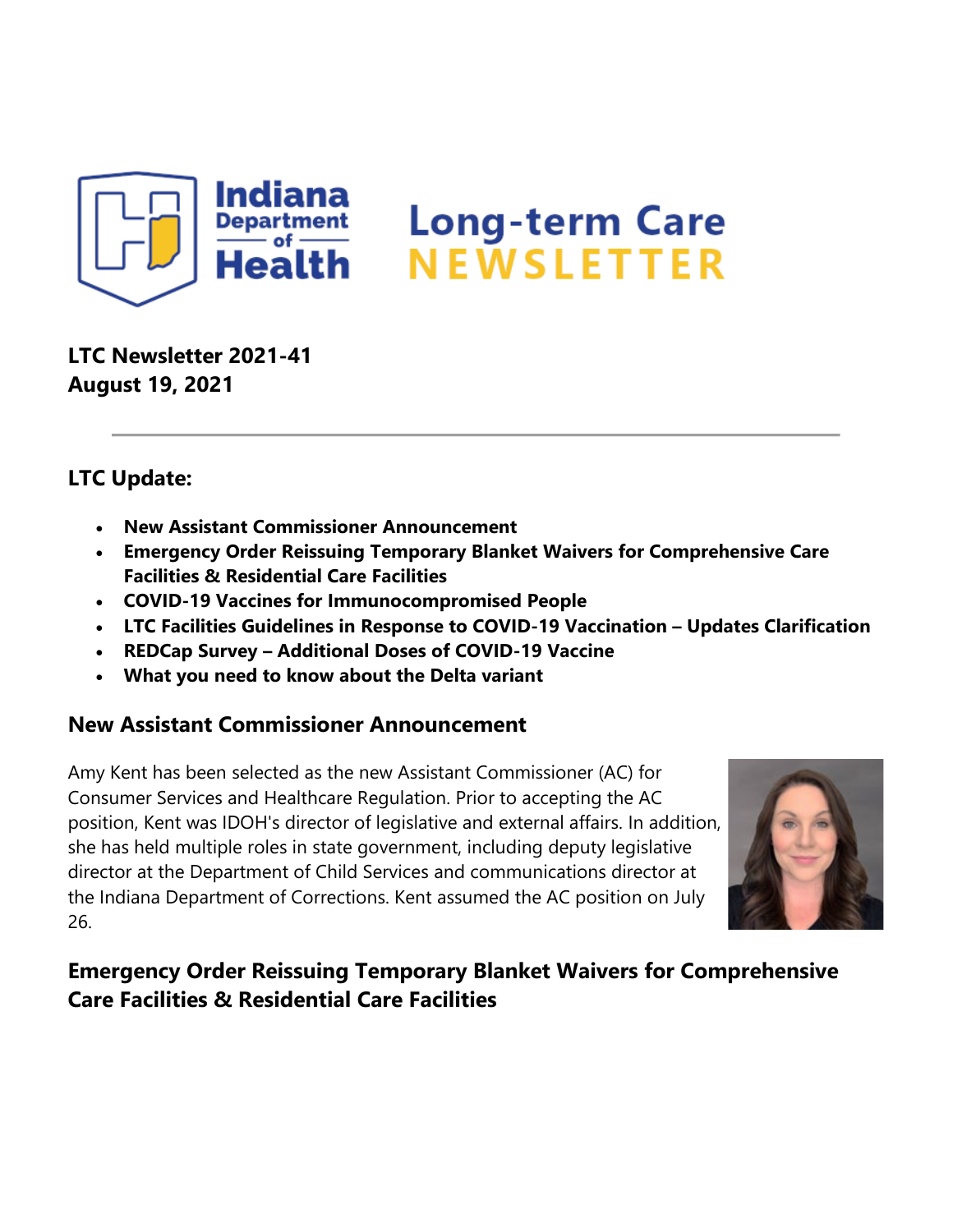# Indiana Department of Health Long-term Care NEWSLETTER

**LTC Newsletter 2021-41**
**August 19, 2021**

---

## LTC Update:

- **New Assistant Commissioner Announcement**
- **Emergency Order Reissuing Temporary Blanket Waivers for Comprehensive Care Facilities & Residential Care Facilities**
- **COVID-19 Vaccines for Immunocompromised People**
- **LTC Facilities Guidelines in Response to COVID-19 Vaccination – Updates Clarification**
- **REDCap Survey – Additional Doses of COVID-19 Vaccine**
- **What you need to know about the Delta variant**

## New Assistant Commissioner Announcement

Amy Kent has been selected as the new Assistant Commissioner (AC) for Consumer Services and Healthcare Regulation. Prior to accepting the AC position, Kent was IDOH's director of legislative and external affairs. In addition, she has held multiple roles in state government, including deputy legislative director at the Department of Child Services and communications director at the Indiana Department of Corrections. Kent assumed the AC position on July 26.

## Emergency Order Reissuing Temporary Blanket Waivers for Comprehensive Care Facilities & Residential Care Facilities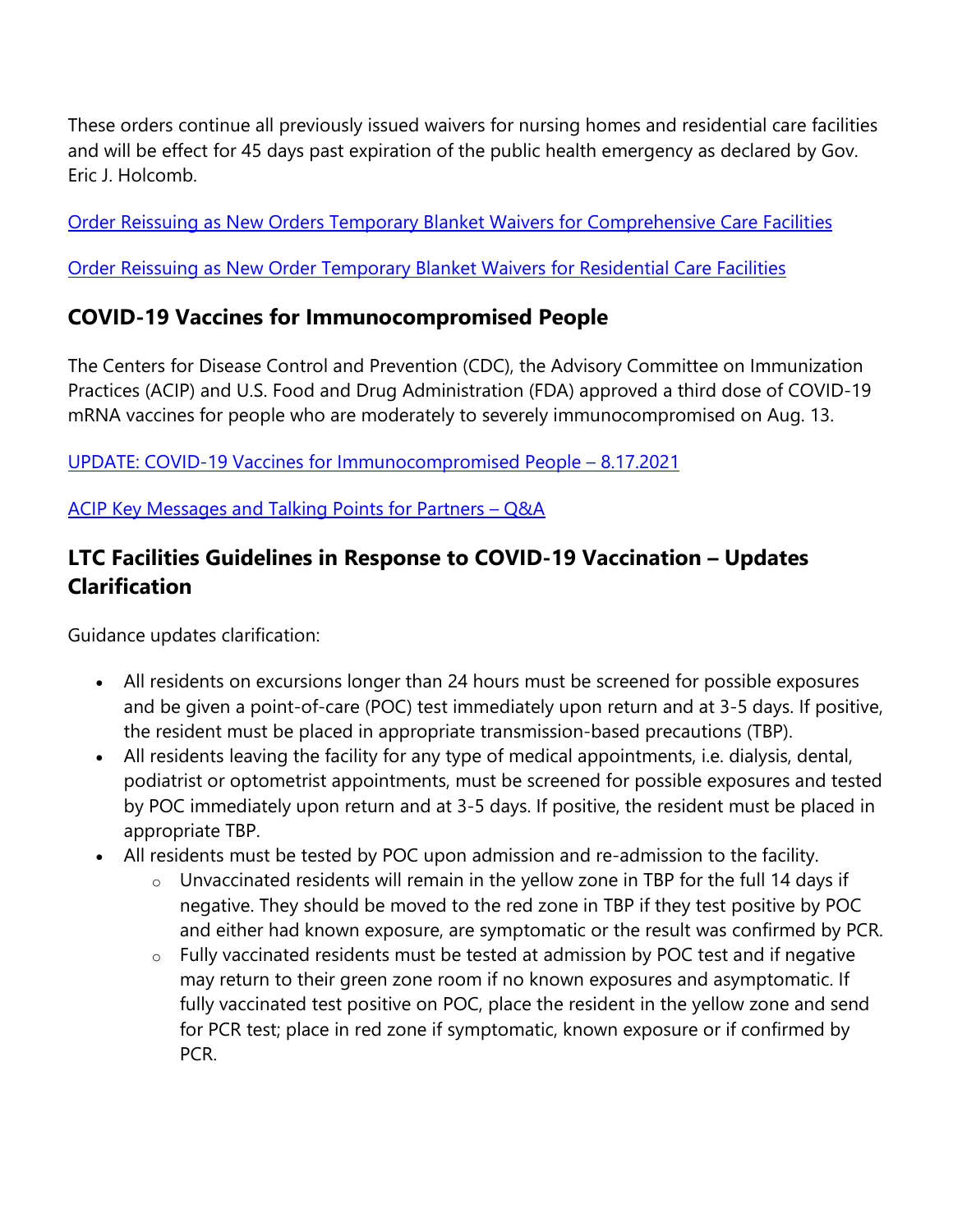These orders continue all previously issued waivers for nursing homes and residential care facilities and will be effect for 45 days past expiration of the public health emergency as declared by Gov. Eric J. Holcomb.

Order Reissuing as New Orders Temporary Blanket Waivers for Comprehensive Care Facilities

Order Reissuing as New Order Temporary Blanket Waivers for Residential Care Facilities

## COVID-19 Vaccines for Immunocompromised People

The Centers for Disease Control and Prevention (CDC), the Advisory Committee on Immunization Practices (ACIP) and U.S. Food and Drug Administration (FDA) approved a third dose of COVID-19 mRNA vaccines for people who are moderately to severely immunocompromised on Aug. 13.

UPDATE: COVID-19 Vaccines for Immunocompromised People – 8.17.2021

ACIP Key Messages and Talking Points for Partners – Q&A

## LTC Facilities Guidelines in Response to COVID-19 Vaccination – Updates Clarification

Guidance updates clarification:

- All residents on excursions longer than 24 hours must be screened for possible exposures and be given a point-of-care (POC) test immediately upon return and at 3-5 days. If positive, the resident must be placed in appropriate transmission-based precautions (TBP).
- All residents leaving the facility for any type of medical appointments, i.e. dialysis, dental, podiatrist or optometrist appointments, must be screened for possible exposures and tested by POC immediately upon return and at 3-5 days. If positive, the resident must be placed in appropriate TBP.
- All residents must be tested by POC upon admission and re-admission to the facility.
    - Unvaccinated residents will remain in the yellow zone in TBP for the full 14 days if negative. They should be moved to the red zone in TBP if they test positive by POC and either had known exposure, are symptomatic or the result was confirmed by PCR.
    - Fully vaccinated residents must be tested at admission by POC test and if negative may return to their green zone room if no known exposures and asymptomatic. If fully vaccinated test positive on POC, place the resident in the yellow zone and send for PCR test; place in red zone if symptomatic, known exposure or if confirmed by PCR.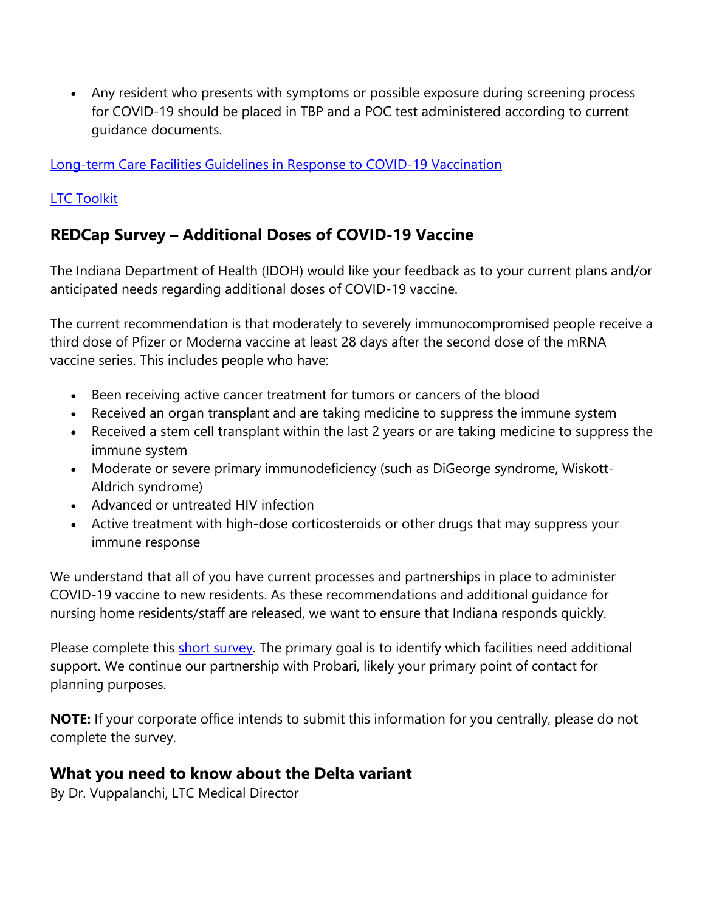- Any resident who presents with symptoms or possible exposure during screening process for COVID-19 should be placed in TBP and a POC test administered according to current guidance documents.

[Long-term Care Facilities Guidelines in Response to COVID-19 Vaccination]()

[LTC Toolkit]()

## REDCap Survey – Additional Doses of COVID-19 Vaccine

The Indiana Department of Health (IDOH) would like your feedback as to your current plans and/or anticipated needs regarding additional doses of COVID-19 vaccine.

The current recommendation is that moderately to severely immunocompromised people receive a third dose of Pfizer or Moderna vaccine at least 28 days after the second dose of the mRNA vaccine series. This includes people who have:

- Been receiving active cancer treatment for tumors or cancers of the blood
- Received an organ transplant and are taking medicine to suppress the immune system
- Received a stem cell transplant within the last 2 years or are taking medicine to suppress the immune system
- Moderate or severe primary immunodeficiency (such as DiGeorge syndrome, Wiskott-Aldrich syndrome)
- Advanced or untreated HIV infection
- Active treatment with high-dose corticosteroids or other drugs that may suppress your immune response

We understand that all of you have current processes and partnerships in place to administer COVID-19 vaccine to new residents. As these recommendations and additional guidance for nursing home residents/staff are released, we want to ensure that Indiana responds quickly.

Please complete this [short survey](). The primary goal is to identify which facilities need additional support. We continue our partnership with Probari, likely your primary point of contact for planning purposes.

**NOTE:** If your corporate office intends to submit this information for you centrally, please do not complete the survey.

## What you need to know about the Delta variant

By Dr. Vuppalanchi, LTC Medical Director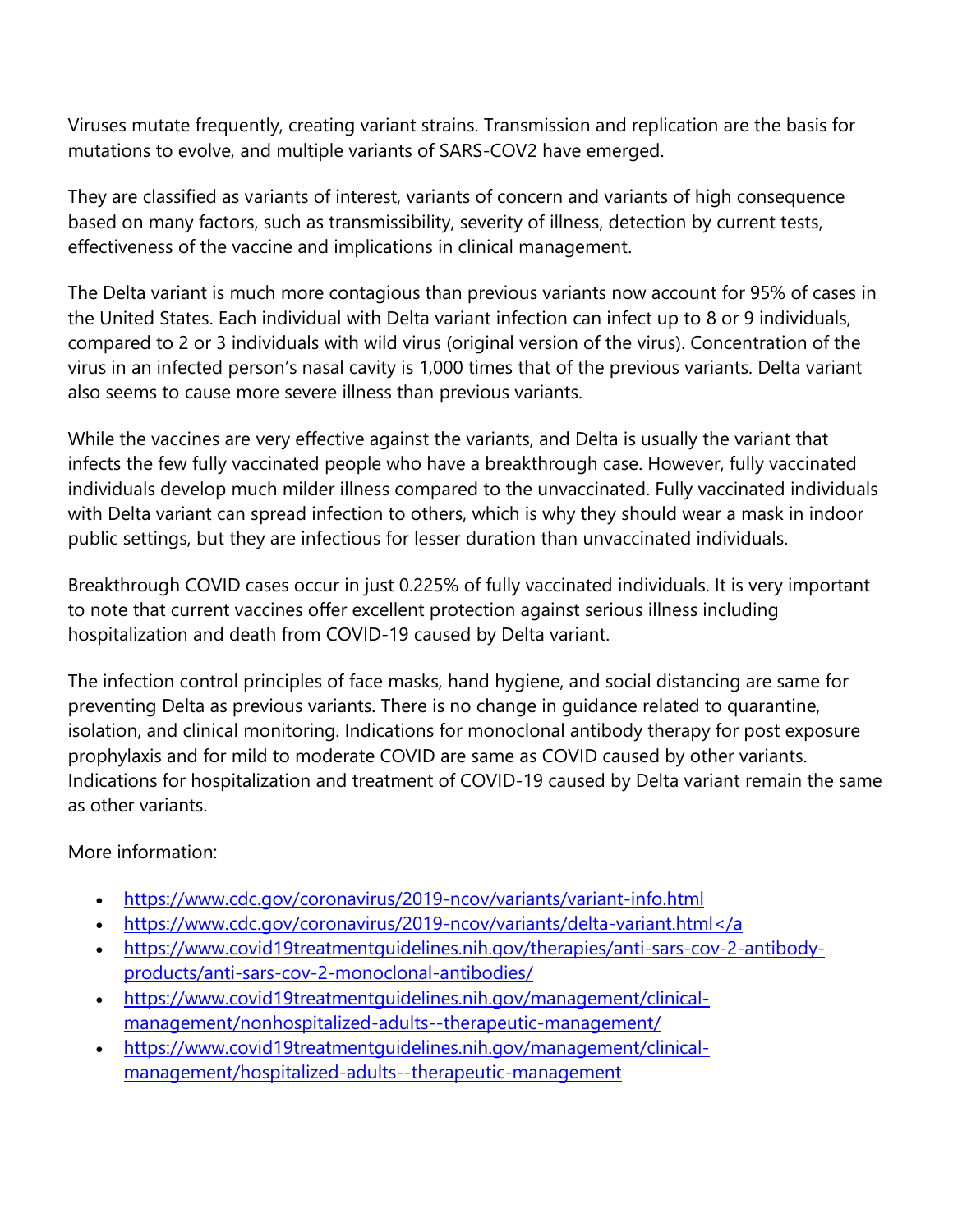Viruses mutate frequently, creating variant strains. Transmission and replication are the basis for mutations to evolve, and multiple variants of SARS-COV2 have emerged.

They are classified as variants of interest, variants of concern and variants of high consequence based on many factors, such as transmissibility, severity of illness, detection by current tests, effectiveness of the vaccine and implications in clinical management.

The Delta variant is much more contagious than previous variants now account for 95% of cases in the United States. Each individual with Delta variant infection can infect up to 8 or 9 individuals, compared to 2 or 3 individuals with wild virus (original version of the virus). Concentration of the virus in an infected person's nasal cavity is 1,000 times that of the previous variants. Delta variant also seems to cause more severe illness than previous variants.

While the vaccines are very effective against the variants, and Delta is usually the variant that infects the few fully vaccinated people who have a breakthrough case. However, fully vaccinated individuals develop much milder illness compared to the unvaccinated. Fully vaccinated individuals with Delta variant can spread infection to others, which is why they should wear a mask in indoor public settings, but they are infectious for lesser duration than unvaccinated individuals.

Breakthrough COVID cases occur in just 0.225% of fully vaccinated individuals. It is very important to note that current vaccines offer excellent protection against serious illness including hospitalization and death from COVID-19 caused by Delta variant.

The infection control principles of face masks, hand hygiene, and social distancing are same for preventing Delta as previous variants. There is no change in guidance related to quarantine, isolation, and clinical monitoring. Indications for monoclonal antibody therapy for post exposure prophylaxis and for mild to moderate COVID are same as COVID caused by other variants. Indications for hospitalization and treatment of COVID-19 caused by Delta variant remain the same as other variants.

More information:

- https://www.cdc.gov/coronavirus/2019-ncov/variants/variant-info.html
- https://www.cdc.gov/coronavirus/2019-ncov/variants/delta-variant.html</a
- https://www.covid19treatmentguidelines.nih.gov/therapies/anti-sars-cov-2-antibody-products/anti-sars-cov-2-monoclonal-antibodies/
- https://www.covid19treatmentguidelines.nih.gov/management/clinical-management/nonhospitalized-adults--therapeutic-management/
- https://www.covid19treatmentguidelines.nih.gov/management/clinical-management/hospitalized-adults--therapeutic-management